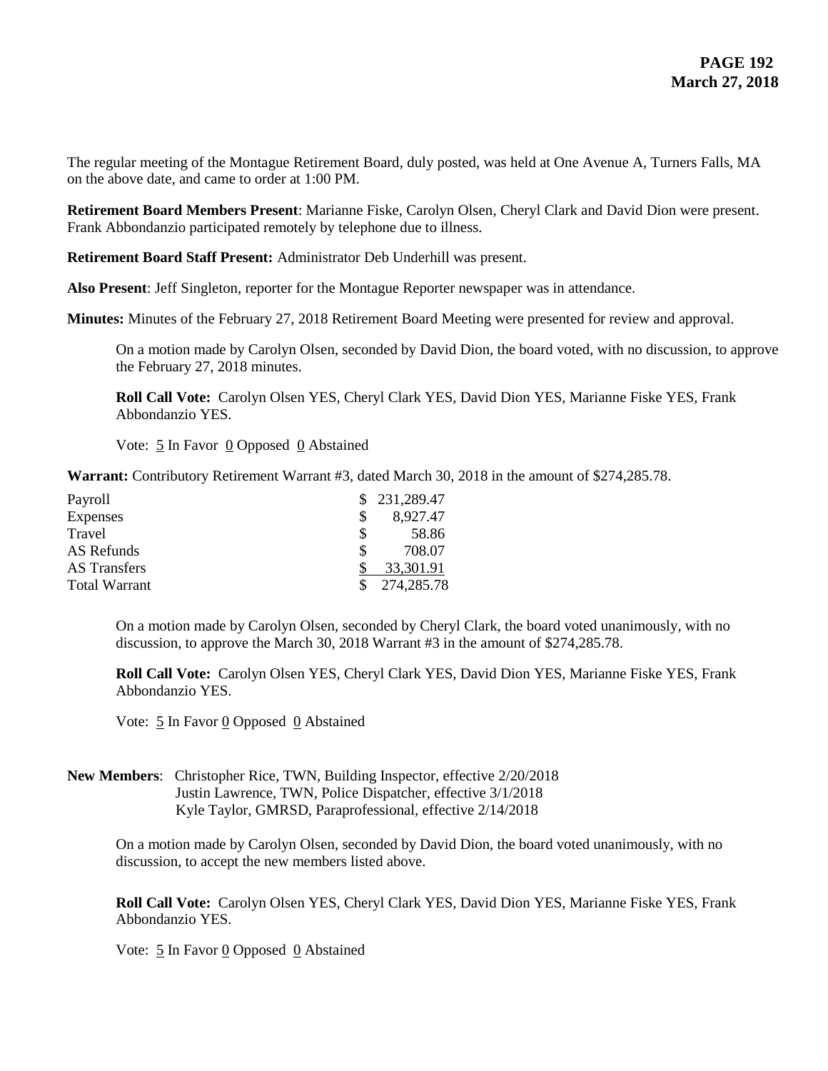The regular meeting of the Montague Retirement Board, duly posted, was held at One Avenue A, Turners Falls, MA on the above date, and came to order at 1:00 PM.

**Retirement Board Members Present**: Marianne Fiske, Carolyn Olsen, Cheryl Clark and David Dion were present. Frank Abbondanzio participated remotely by telephone due to illness.

**Retirement Board Staff Present:** Administrator Deb Underhill was present.

**Also Present**: Jeff Singleton, reporter for the Montague Reporter newspaper was in attendance.

**Minutes:** Minutes of the February 27, 2018 Retirement Board Meeting were presented for review and approval.

On a motion made by Carolyn Olsen, seconded by David Dion, the board voted, with no discussion, to approve the February 27, 2018 minutes.

**Roll Call Vote:** Carolyn Olsen YES, Cheryl Clark YES, David Dion YES, Marianne Fiske YES, Frank Abbondanzio YES.

Vote: 5 In Favor 0 Opposed 0 Abstained

**Warrant:** Contributory Retirement Warrant #3, dated March 30, 2018 in the amount of $274,285.78.

| | |
|---|---|
| Payroll | $ 231,289.47 |
| Expenses | $ 8,927.47 |
| Travel | $ 58.86 |
| AS Refunds | $ 708.07 |
| AS Transfers | $ 33,301.91 |
| Total Warrant | $ 274,285.78 |

On a motion made by Carolyn Olsen, seconded by Cheryl Clark, the board voted unanimously, with no discussion, to approve the March 30, 2018 Warrant #3 in the amount of $274,285.78.

**Roll Call Vote:** Carolyn Olsen YES, Cheryl Clark YES, David Dion YES, Marianne Fiske YES, Frank Abbondanzio YES.

Vote: 5 In Favor 0 Opposed 0 Abstained

**New Members**: Christopher Rice, TWN, Building Inspector, effective 2/20/2018
Justin Lawrence, TWN, Police Dispatcher, effective 3/1/2018
Kyle Taylor, GMRSD, Paraprofessional, effective 2/14/2018

On a motion made by Carolyn Olsen, seconded by David Dion, the board voted unanimously, with no discussion, to accept the new members listed above.

**Roll Call Vote:** Carolyn Olsen YES, Cheryl Clark YES, David Dion YES, Marianne Fiske YES, Frank Abbondanzio YES.

Vote: 5 In Favor 0 Opposed 0 Abstained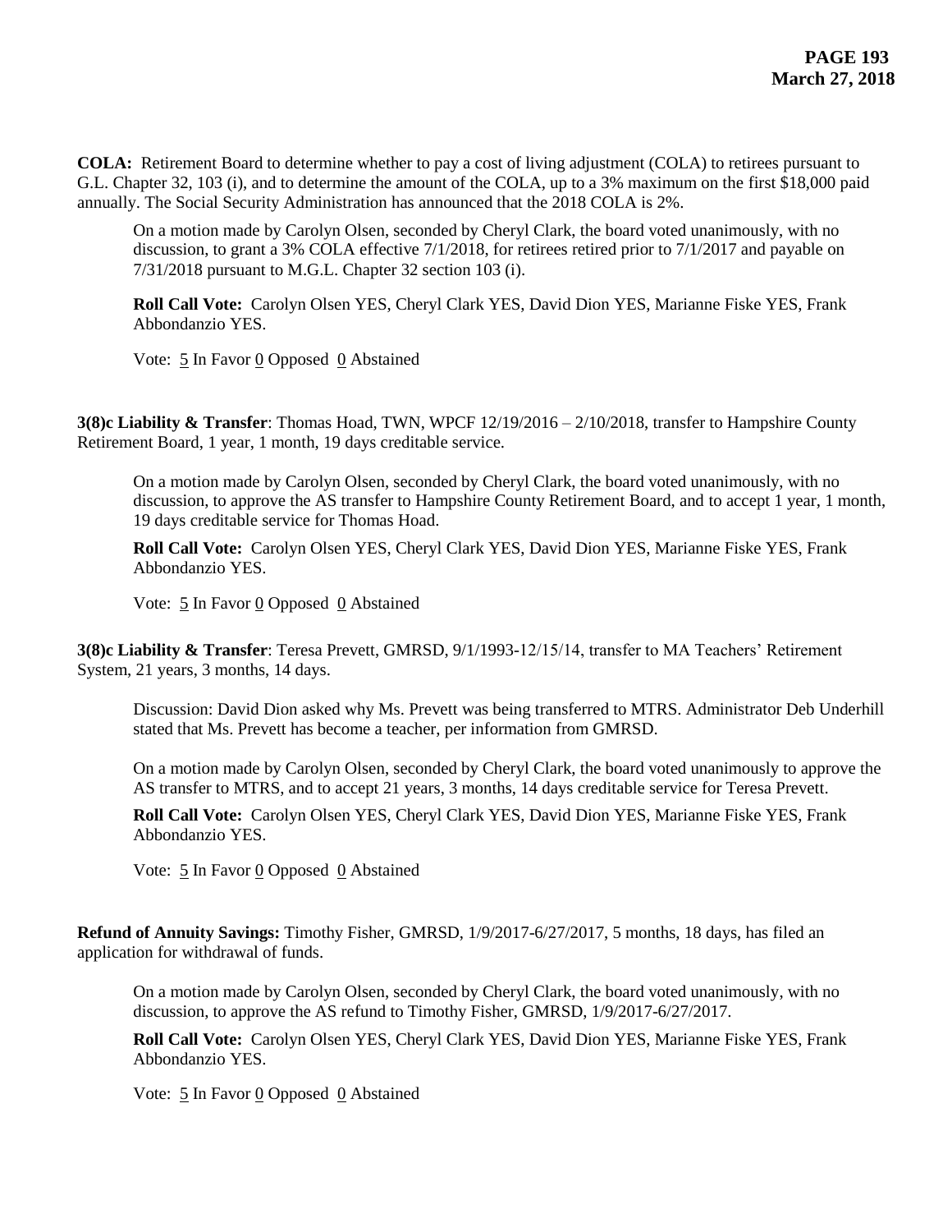**COLA:** Retirement Board to determine whether to pay a cost of living adjustment (COLA) to retirees pursuant to G.L. Chapter 32, 103 (i), and to determine the amount of the COLA, up to a 3% maximum on the first $18,000 paid annually. The Social Security Administration has announced that the 2018 COLA is 2%.

On a motion made by Carolyn Olsen, seconded by Cheryl Clark, the board voted unanimously, with no discussion, to grant a 3% COLA effective 7/1/2018, for retirees retired prior to 7/1/2017 and payable on 7/31/2018 pursuant to M.G.L. Chapter 32 section 103 (i).

**Roll Call Vote:** Carolyn Olsen YES, Cheryl Clark YES, David Dion YES, Marianne Fiske YES, Frank Abbondanzio YES.

Vote: 5 In Favor 0 Opposed 0 Abstained

**3(8)c Liability & Transfer**: Thomas Hoad, TWN, WPCF 12/19/2016 – 2/10/2018, transfer to Hampshire County Retirement Board, 1 year, 1 month, 19 days creditable service.

On a motion made by Carolyn Olsen, seconded by Cheryl Clark, the board voted unanimously, with no discussion, to approve the AS transfer to Hampshire County Retirement Board, and to accept 1 year, 1 month, 19 days creditable service for Thomas Hoad.

**Roll Call Vote:** Carolyn Olsen YES, Cheryl Clark YES, David Dion YES, Marianne Fiske YES, Frank Abbondanzio YES.

Vote: 5 In Favor 0 Opposed 0 Abstained

**3(8)c Liability & Transfer**: Teresa Prevett, GMRSD, 9/1/1993-12/15/14, transfer to MA Teachers' Retirement System, 21 years, 3 months, 14 days.

Discussion: David Dion asked why Ms. Prevett was being transferred to MTRS. Administrator Deb Underhill stated that Ms. Prevett has become a teacher, per information from GMRSD.

On a motion made by Carolyn Olsen, seconded by Cheryl Clark, the board voted unanimously to approve the AS transfer to MTRS, and to accept 21 years, 3 months, 14 days creditable service for Teresa Prevett.

**Roll Call Vote:** Carolyn Olsen YES, Cheryl Clark YES, David Dion YES, Marianne Fiske YES, Frank Abbondanzio YES.

Vote: 5 In Favor 0 Opposed 0 Abstained

**Refund of Annuity Savings:** Timothy Fisher, GMRSD, 1/9/2017-6/27/2017, 5 months, 18 days, has filed an application for withdrawal of funds.

On a motion made by Carolyn Olsen, seconded by Cheryl Clark, the board voted unanimously, with no discussion, to approve the AS refund to Timothy Fisher, GMRSD, 1/9/2017-6/27/2017.

**Roll Call Vote:** Carolyn Olsen YES, Cheryl Clark YES, David Dion YES, Marianne Fiske YES, Frank Abbondanzio YES.

Vote: 5 In Favor 0 Opposed 0 Abstained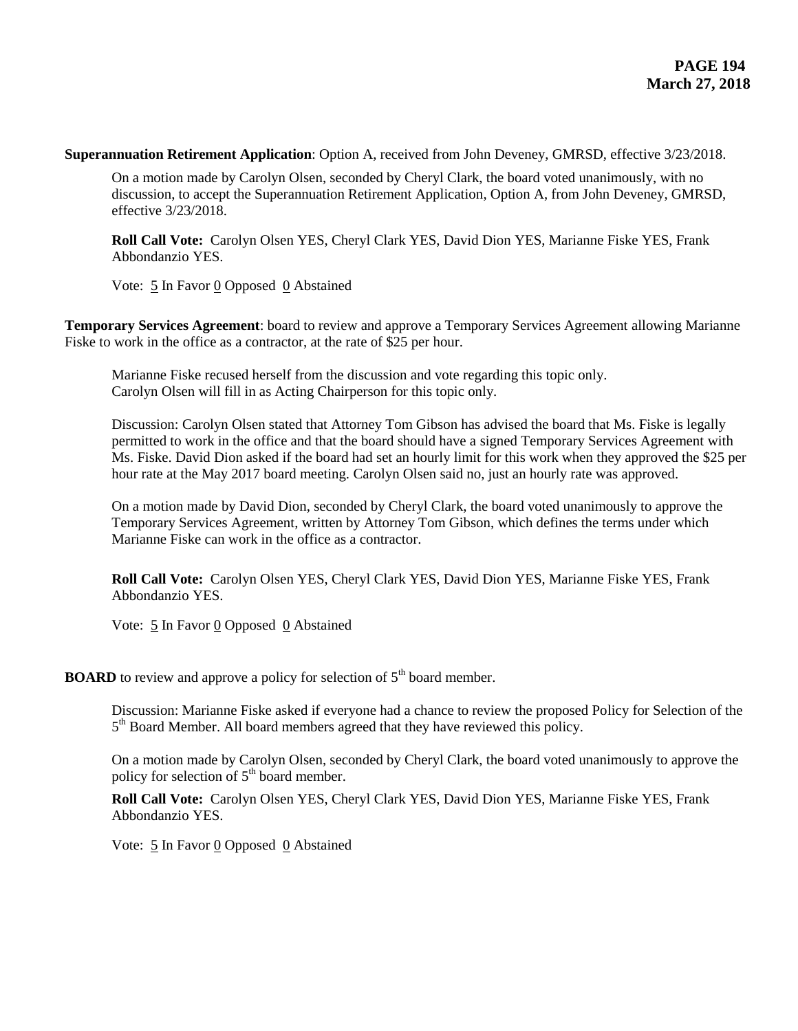**Superannuation Retirement Application**: Option A, received from John Deveney, GMRSD, effective 3/23/2018.

On a motion made by Carolyn Olsen, seconded by Cheryl Clark, the board voted unanimously, with no discussion, to accept the Superannuation Retirement Application, Option A, from John Deveney, GMRSD, effective 3/23/2018.

**Roll Call Vote:** Carolyn Olsen YES, Cheryl Clark YES, David Dion YES, Marianne Fiske YES, Frank Abbondanzio YES.

Vote: 5 In Favor 0 Opposed 0 Abstained

**Temporary Services Agreement**: board to review and approve a Temporary Services Agreement allowing Marianne Fiske to work in the office as a contractor, at the rate of $25 per hour.

Marianne Fiske recused herself from the discussion and vote regarding this topic only.
Carolyn Olsen will fill in as Acting Chairperson for this topic only.

Discussion: Carolyn Olsen stated that Attorney Tom Gibson has advised the board that Ms. Fiske is legally permitted to work in the office and that the board should have a signed Temporary Services Agreement with Ms. Fiske. David Dion asked if the board had set an hourly limit for this work when they approved the $25 per hour rate at the May 2017 board meeting. Carolyn Olsen said no, just an hourly rate was approved.

On a motion made by David Dion, seconded by Cheryl Clark, the board voted unanimously to approve the Temporary Services Agreement, written by Attorney Tom Gibson, which defines the terms under which Marianne Fiske can work in the office as a contractor.

**Roll Call Vote:** Carolyn Olsen YES, Cheryl Clark YES, David Dion YES, Marianne Fiske YES, Frank Abbondanzio YES.

Vote: 5 In Favor 0 Opposed 0 Abstained

**BOARD** to review and approve a policy for selection of 5th board member.

Discussion: Marianne Fiske asked if everyone had a chance to review the proposed Policy for Selection of the 5th Board Member. All board members agreed that they have reviewed this policy.

On a motion made by Carolyn Olsen, seconded by Cheryl Clark, the board voted unanimously to approve the policy for selection of 5th board member.

**Roll Call Vote:** Carolyn Olsen YES, Cheryl Clark YES, David Dion YES, Marianne Fiske YES, Frank Abbondanzio YES.

Vote: 5 In Favor 0 Opposed 0 Abstained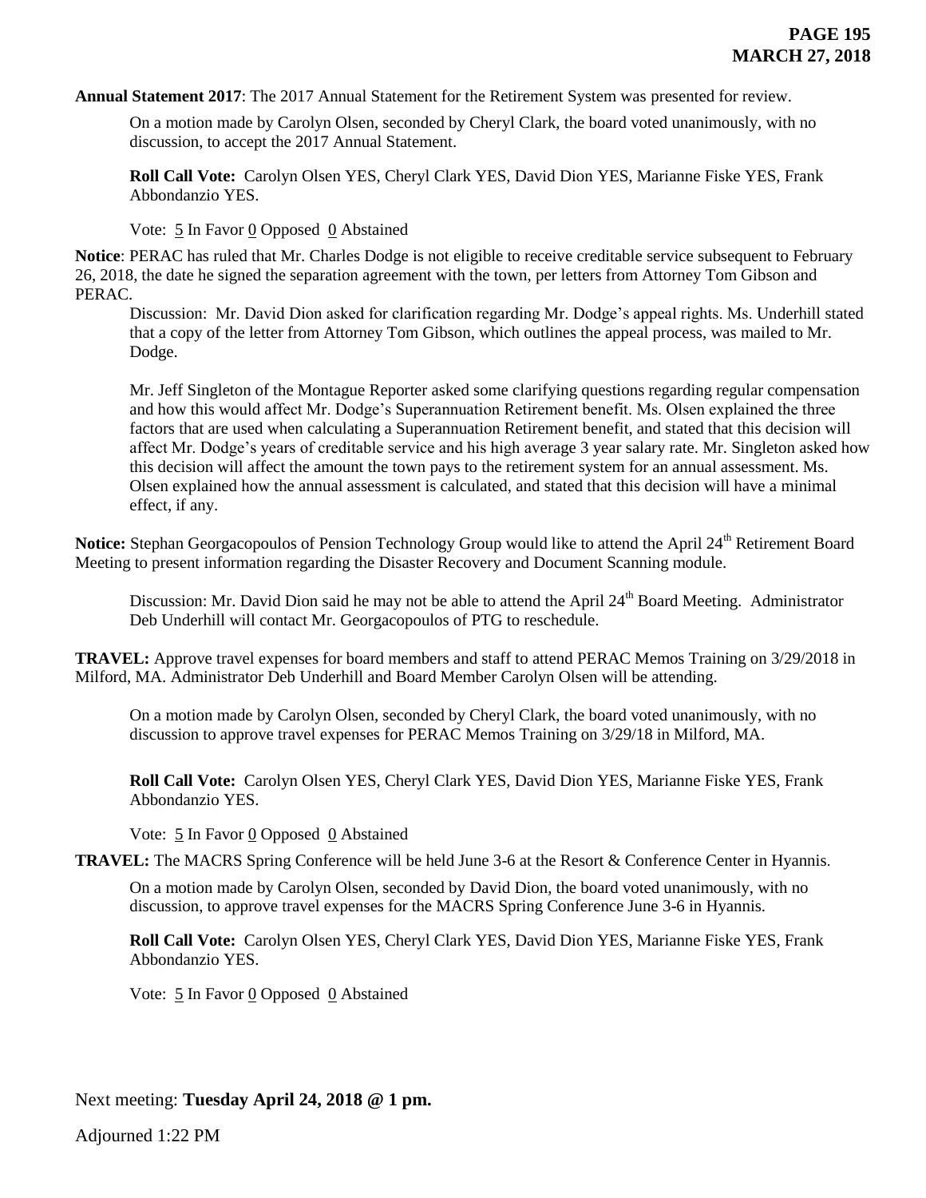**Annual Statement 2017**: The 2017 Annual Statement for the Retirement System was presented for review.

On a motion made by Carolyn Olsen, seconded by Cheryl Clark, the board voted unanimously, with no discussion, to accept the 2017 Annual Statement.

**Roll Call Vote:** Carolyn Olsen YES, Cheryl Clark YES, David Dion YES, Marianne Fiske YES, Frank Abbondanzio YES.

Vote: 5 In Favor 0 Opposed 0 Abstained

**Notice**: PERAC has ruled that Mr. Charles Dodge is not eligible to receive creditable service subsequent to February 26, 2018, the date he signed the separation agreement with the town, per letters from Attorney Tom Gibson and PERAC.

Discussion: Mr. David Dion asked for clarification regarding Mr. Dodge's appeal rights. Ms. Underhill stated that a copy of the letter from Attorney Tom Gibson, which outlines the appeal process, was mailed to Mr. Dodge.

Mr. Jeff Singleton of the Montague Reporter asked some clarifying questions regarding regular compensation and how this would affect Mr. Dodge's Superannuation Retirement benefit. Ms. Olsen explained the three factors that are used when calculating a Superannuation Retirement benefit, and stated that this decision will affect Mr. Dodge's years of creditable service and his high average 3 year salary rate. Mr. Singleton asked how this decision will affect the amount the town pays to the retirement system for an annual assessment. Ms. Olsen explained how the annual assessment is calculated, and stated that this decision will have a minimal effect, if any.

**Notice:** Stephan Georgacopoulos of Pension Technology Group would like to attend the April 24th Retirement Board Meeting to present information regarding the Disaster Recovery and Document Scanning module.

Discussion: Mr. David Dion said he may not be able to attend the April 24th Board Meeting. Administrator Deb Underhill will contact Mr. Georgacopoulos of PTG to reschedule.

**TRAVEL:** Approve travel expenses for board members and staff to attend PERAC Memos Training on 3/29/2018 in Milford, MA. Administrator Deb Underhill and Board Member Carolyn Olsen will be attending.

On a motion made by Carolyn Olsen, seconded by Cheryl Clark, the board voted unanimously, with no discussion to approve travel expenses for PERAC Memos Training on 3/29/18 in Milford, MA.

**Roll Call Vote:** Carolyn Olsen YES, Cheryl Clark YES, David Dion YES, Marianne Fiske YES, Frank Abbondanzio YES.

Vote: 5 In Favor 0 Opposed 0 Abstained

**TRAVEL:** The MACRS Spring Conference will be held June 3-6 at the Resort & Conference Center in Hyannis.

On a motion made by Carolyn Olsen, seconded by David Dion, the board voted unanimously, with no discussion, to approve travel expenses for the MACRS Spring Conference June 3-6 in Hyannis.

**Roll Call Vote:** Carolyn Olsen YES, Cheryl Clark YES, David Dion YES, Marianne Fiske YES, Frank Abbondanzio YES.

Vote: 5 In Favor 0 Opposed 0 Abstained

Next meeting: **Tuesday April 24, 2018 @ 1 pm.**

Adjourned 1:22 PM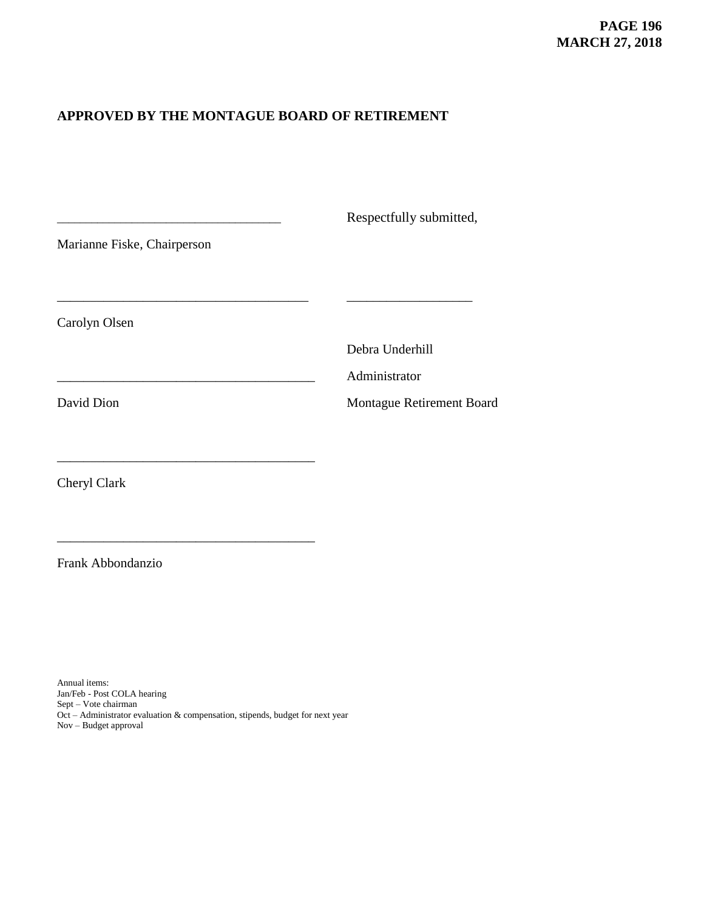**APPROVED BY THE MONTAGUE BOARD OF RETIREMENT**

\_\_\_\_\_\_\_\_\_\_\_\_\_\_\_\_\_\_\_\_\_\_\_\_\_\_\_\_\_\_\_\_\_\_

Marianne Fiske, Chairperson

\_\_\_\_\_\_\_\_\_\_\_\_\_\_\_\_\_\_\_\_\_\_\_\_\_\_\_\_\_\_\_\_\_\_\_\_\_\_

Carolyn Olsen

\_\_\_\_\_\_\_\_\_\_\_\_\_\_\_\_\_\_\_\_\_\_\_\_\_\_\_\_\_\_\_\_\_\_\_\_\_\_\_

David Dion

\_\_\_\_\_\_\_\_\_\_\_\_\_\_\_\_\_\_\_\_\_\_\_\_\_\_\_\_\_\_\_\_\_\_\_\_\_\_\_

Cheryl Clark

\_\_\_\_\_\_\_\_\_\_\_\_\_\_\_\_\_\_\_\_\_\_\_\_\_\_\_\_\_\_\_\_\_\_\_\_\_\_\_

Frank Abbondanzio

Respectfully submitted,

\_\_\_\_\_\_\_\_\_\_\_\_\_\_\_\_\_\_\_

Debra Underhill
Administrator
Montague Retirement Board

Annual items:
Jan/Feb - Post COLA hearing
Sept – Vote chairman
Oct – Administrator evaluation & compensation, stipends, budget for next year
Nov – Budget approval